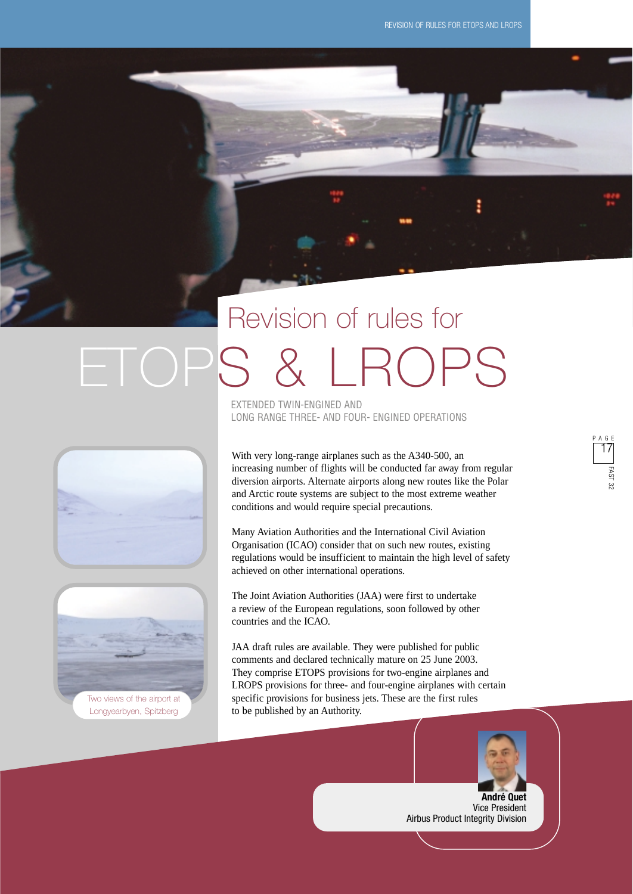# Revision of rules for ETOPS & LROPS

EXTENDED TWIN-ENGINED AND
LONG RANGE THREE- AND FOUR- ENGINED OPERATIONS

Two views of the airport at Longyearbyen, Spitzberg

With very long-range airplanes such as the A340-500, an increasing number of flights will be conducted far away from regular diversion airports. Alternate airports along new routes like the Polar and Arctic route systems are subject to the most extreme weather conditions and would require special precautions.

Many Aviation Authorities and the International Civil Aviation Organisation (ICAO) consider that on such new routes, existing regulations would be insufficient to maintain the high level of safety achieved on other international operations.

The Joint Aviation Authorities (JAA) were first to undertake a review of the European regulations, soon followed by other countries and the ICAO.

JAA draft rules are available. They were published for public comments and declared technically mature on 25 June 2003. They comprise ETOPS provisions for two-engine airplanes and LROPS provisions for three- and four-engine airplanes with certain specific provisions for business jets. These are the first rules to be published by an Authority.

**André Quet**
Vice President
Airbus Product Integrity Division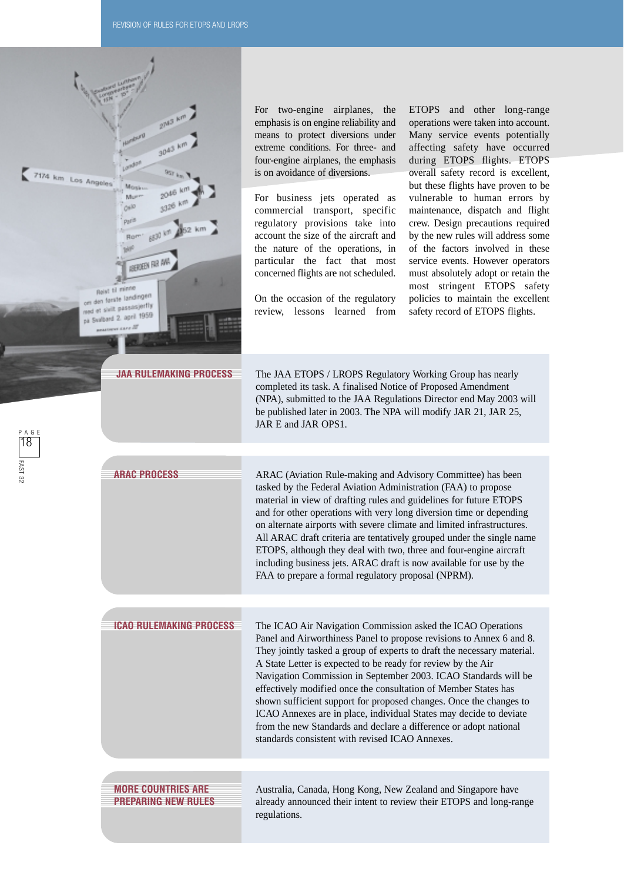For two-engine airplanes, the emphasis is on engine reliability and means to protect diversions under extreme conditions. For three- and four-engine airplanes, the emphasis is on avoidance of diversions.

For business jets operated as commercial transport, specific regulatory provisions take into account the size of the aircraft and the nature of the operations, in particular the fact that most concerned flights are not scheduled.

On the occasion of the regulatory review, lessons learned from ETOPS and other long-range operations were taken into account. Many service events potentially affecting safety have occurred during ETOPS flights. ETOPS overall safety record is excellent, but these flights have proven to be vulnerable to human errors by maintenance, dispatch and flight crew. Design precautions required by the new rules will address some of the factors involved in these service events. However operators must absolutely adopt or retain the most stringent ETOPS safety policies to maintain the excellent safety record of ETOPS flights.

## JAA RULEMAKING PROCESS

The JAA ETOPS / LROPS Regulatory Working Group has nearly completed its task. A finalised Notice of Proposed Amendment (NPA), submitted to the JAA Regulations Director end May 2003 will be published later in 2003. The NPA will modify JAR 21, JAR 25, JAR E and JAR OPS1.

## ARAC PROCESS

ARAC (Aviation Rule-making and Advisory Committee) has been tasked by the Federal Aviation Administration (FAA) to propose material in view of drafting rules and guidelines for future ETOPS and for other operations with very long diversion time or depending on alternate airports with severe climate and limited infrastructures. All ARAC draft criteria are tentatively grouped under the single name ETOPS, although they deal with two, three and four-engine aircraft including business jets. ARAC draft is now available for use by the FAA to prepare a formal regulatory proposal (NPRM).

## ICAO RULEMAKING PROCESS

The ICAO Air Navigation Commission asked the ICAO Operations Panel and Airworthiness Panel to propose revisions to Annex 6 and 8. They jointly tasked a group of experts to draft the necessary material. A State Letter is expected to be ready for review by the Air Navigation Commission in September 2003. ICAO Standards will be effectively modified once the consultation of Member States has shown sufficient support for proposed changes. Once the changes to ICAO Annexes are in place, individual States may decide to deviate from the new Standards and declare a difference or adopt national standards consistent with revised ICAO Annexes.

## MORE COUNTRIES ARE PREPARING NEW RULES

Australia, Canada, Hong Kong, New Zealand and Singapore have already announced their intent to review their ETOPS and long-range regulations.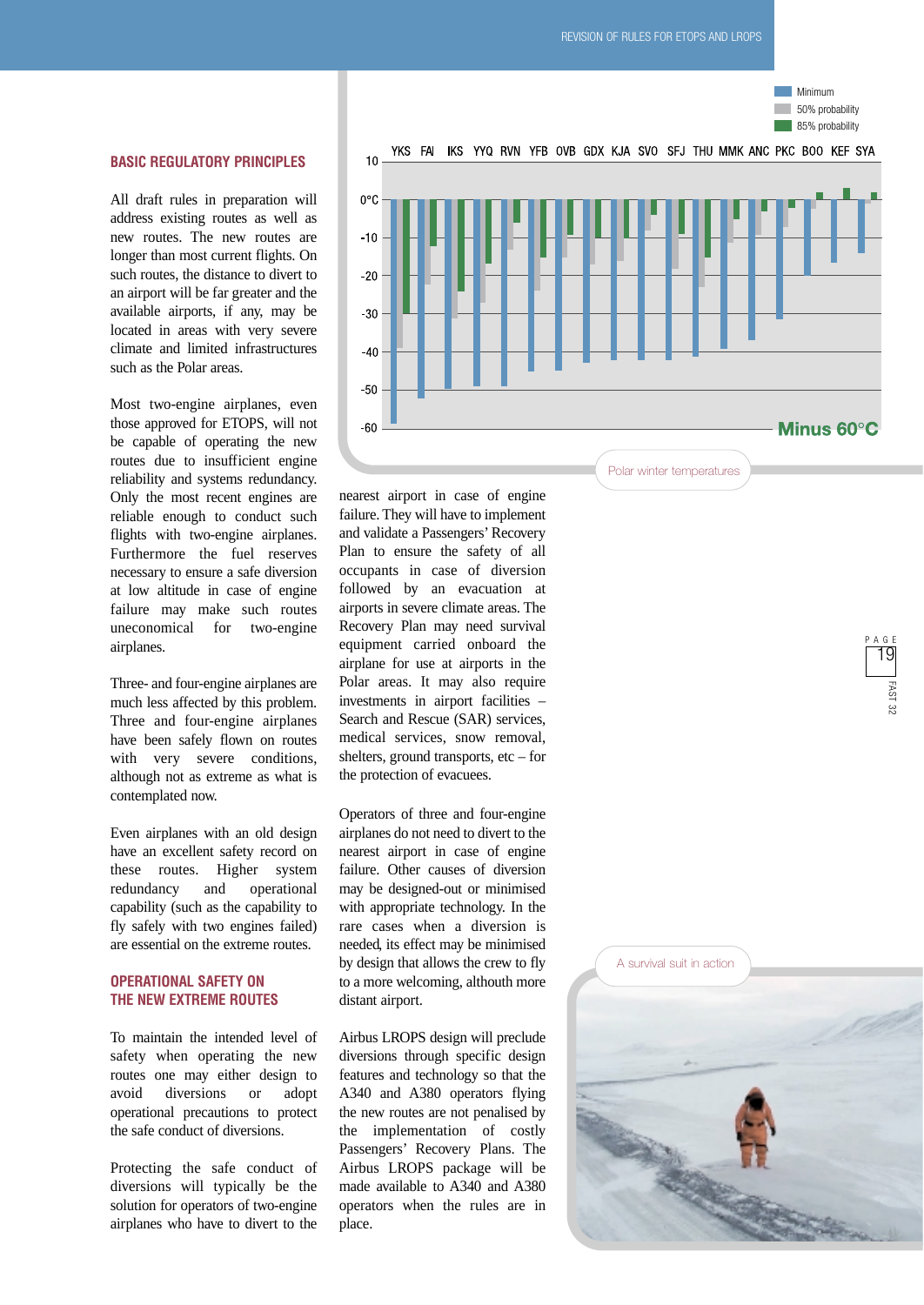## BASIC REGULATORY PRINCIPLES

All draft rules in preparation will address existing routes as well as new routes. The new routes are longer than most current flights. On such routes, the distance to divert to an airport will be far greater and the available airports, if any, may be located in areas with very severe climate and limited infrastructures such as the Polar areas.

Most two-engine airplanes, even those approved for ETOPS, will not be capable of operating the new routes due to insufficient engine reliability and systems redundancy. Only the most recent engines are reliable enough to conduct such flights with two-engine airplanes. Furthermore the fuel reserves necessary to ensure a safe diversion at low altitude in case of engine failure may make such routes uneconomical for two-engine airplanes.

Three- and four-engine airplanes are much less affected by this problem. Three and four-engine airplanes have been safely flown on routes with very severe conditions, although not as extreme as what is contemplated now.

Even airplanes with an old design have an excellent safety record on these routes. Higher system redundancy and operational capability (such as the capability to fly safely with two engines failed) are essential on the extreme routes.

## OPERATIONAL SAFETY ON THE NEW EXTREME ROUTES

To maintain the intended level of safety when operating the new routes one may either design to avoid diversions or adopt operational precautions to protect the safe conduct of diversions.

Protecting the safe conduct of diversions will typically be the solution for operators of two-engine airplanes who have to divert to the nearest airport in case of engine failure. They will have to implement and validate a Passengers' Recovery Plan to ensure the safety of all occupants in case of diversion followed by an evacuation at airports in severe climate areas. The Recovery Plan may need survival equipment carried onboard the airplane for use at airports in the Polar areas. It may also require investments in airport facilities – Search and Rescue (SAR) services, medical services, snow removal, shelters, ground transports, etc – for the protection of evacuees.

Operators of three and four-engine airplanes do not need to divert to the nearest airport in case of engine failure. Other causes of diversion may be designed-out or minimised with appropriate technology. In the rare cases when a diversion is needed, its effect may be minimised by design that allows the crew to fly to a more welcoming, althouth more distant airport.

Airbus LROPS design will preclude diversions through specific design features and technology so that the A340 and A380 operators flying the new routes are not penalised by the implementation of costly Passengers' Recovery Plans. The Airbus LROPS package will be made available to A340 and A380 operators when the rules are in place.

Minimum
50% probability
85% probability

YKS FAI IKS YYQ RVN YFB OVB GDX KJA SVO SFJ THU MMK ANC PKC BOO KEF SYA

10
0°C
-10
-20
-30
-40
-50
-60

Minus 60°C

Polar winter temperatures

A survival suit in action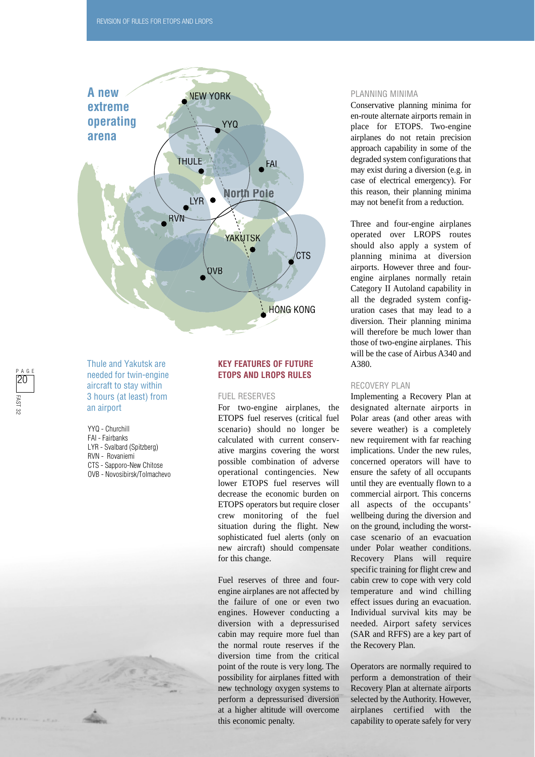A new extreme operating arena

NEW YORK
YYQ
THULE
FAI
North Pole
LYR
RVN
YAKUTSK
CTS
OVB
HONG KONG

Thule and Yakutsk are needed for twin-engine aircraft to stay within 3 hours (at least) from an airport

YYQ - Churchill
FAI - Fairbanks
LYR - Svalbard (Spitzberg)
RVN - Rovaniemi
CTS - Sapporo-New Chitose
OVB - Novosibirsk/Tolmachevo

## KEY FEATURES OF FUTURE ETOPS AND LROPS RULES

### FUEL RESERVES

For two-engine airplanes, the ETOPS fuel reserves (critical fuel scenario) should no longer be calculated with current conservative margins covering the worst possible combination of adverse operational contingencies. New lower ETOPS fuel reserves will decrease the economic burden on ETOPS operators but require closer crew monitoring of the fuel situation during the flight. New sophisticated fuel alerts (only on new aircraft) should compensate for this change.

Fuel reserves of three and four-engine airplanes are not affected by the failure of one or even two engines. However conducting a diversion with a depressurised cabin may require more fuel than the normal route reserves if the diversion time from the critical point of the route is very long. The possibility for airplanes fitted with new technology oxygen systems to perform a depressurised diversion at a higher altitude will overcome this economic penalty.

### PLANNING MINIMA

Conservative planning minima for en-route alternate airports remain in place for ETOPS. Two-engine airplanes do not retain precision approach capability in some of the degraded system configurations that may exist during a diversion (e.g. in case of electrical emergency). For this reason, their planning minima may not benefit from a reduction.

Three and four-engine airplanes operated over LROPS routes should also apply a system of planning minima at diversion airports. However three and four-engine airplanes normally retain Category II Autoland capability in all the degraded system configuration cases that may lead to a diversion. Their planning minima will therefore be much lower than those of two-engine airplanes. This will be the case of Airbus A340 and A380.

### RECOVERY PLAN

Implementing a Recovery Plan at designated alternate airports in Polar areas (and other areas with severe weather) is a completely new requirement with far reaching implications. Under the new rules, concerned operators will have to ensure the safety of all occupants until they are eventually flown to a commercial airport. This concerns all aspects of the occupants' wellbeing during the diversion and on the ground, including the worst-case scenario of an evacuation under Polar weather conditions. Recovery Plans will require specific training for flight crew and cabin crew to cope with very cold temperature and wind chilling effect issues during an evacuation. Individual survival kits may be needed. Airport safety services (SAR and RFFS) are a key part of the Recovery Plan.

Operators are normally required to perform a demonstration of their Recovery Plan at alternate airports selected by the Authority. However, airplanes certified with the capability to operate safely for very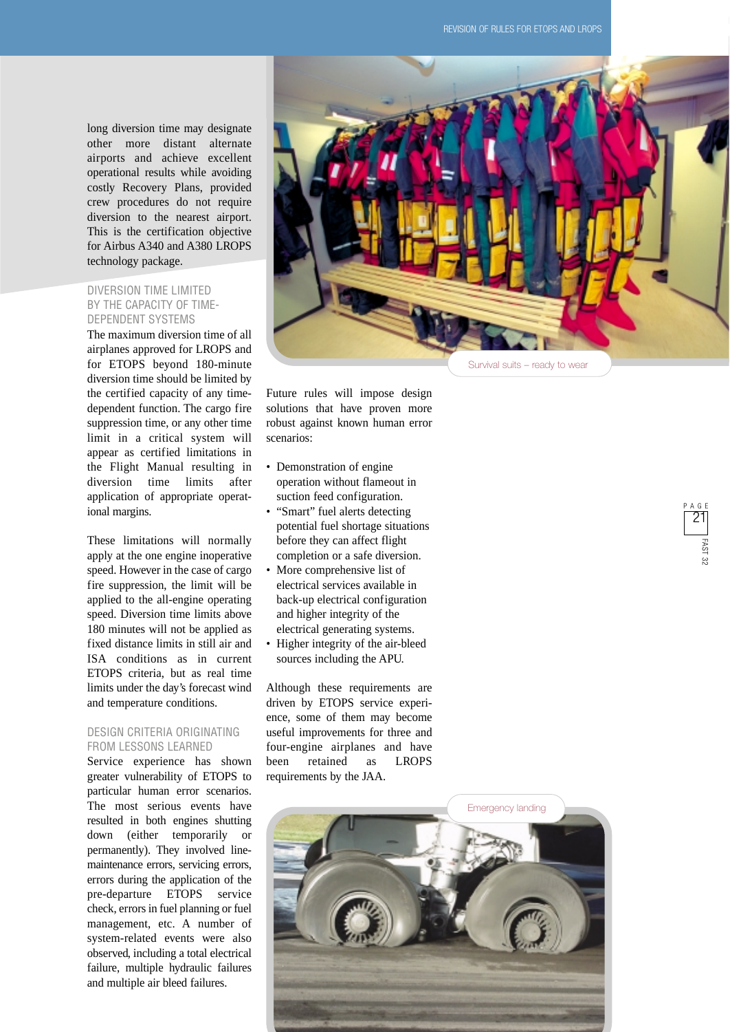long diversion time may designate other more distant alternate airports and achieve excellent operational results while avoiding costly Recovery Plans, provided crew procedures do not require diversion to the nearest airport. This is the certification objective for Airbus A340 and A380 LROPS technology package.

### DIVERSION TIME LIMITED BY THE CAPACITY OF TIME-DEPENDENT SYSTEMS

The maximum diversion time of all airplanes approved for LROPS and for ETOPS beyond 180-minute diversion time should be limited by the certified capacity of any time-dependent function. The cargo fire suppression time, or any other time limit in a critical system will appear as certified limitations in the Flight Manual resulting in diversion time limits after application of appropriate operational margins.

These limitations will normally apply at the one engine inoperative speed. However in the case of cargo fire suppression, the limit will be applied to the all-engine operating speed. Diversion time limits above 180 minutes will not be applied as fixed distance limits in still air and ISA conditions as in current ETOPS criteria, but as real time limits under the day's forecast wind and temperature conditions.

### DESIGN CRITERIA ORIGINATING FROM LESSONS LEARNED

Service experience has shown greater vulnerability of ETOPS to particular human error scenarios. The most serious events have resulted in both engines shutting down (either temporarily or permanently). They involved line-maintenance errors, servicing errors, errors during the application of the pre-departure ETOPS service check, errors in fuel planning or fuel management, etc. A number of system-related events were also observed, including a total electrical failure, multiple hydraulic failures and multiple air bleed failures.

Survival suits – ready to wear

Future rules will impose design solutions that have proven more robust against known human error scenarios:

- Demonstration of engine operation without flameout in suction feed configuration.
- "Smart" fuel alerts detecting potential fuel shortage situations before they can affect flight completion or a safe diversion.
- More comprehensive list of electrical services available in back-up electrical configuration and higher integrity of the electrical generating systems.
- Higher integrity of the air-bleed sources including the APU.

Although these requirements are driven by ETOPS service experience, some of them may become useful improvements for three and four-engine airplanes and have been retained as LROPS requirements by the JAA.

Emergency landing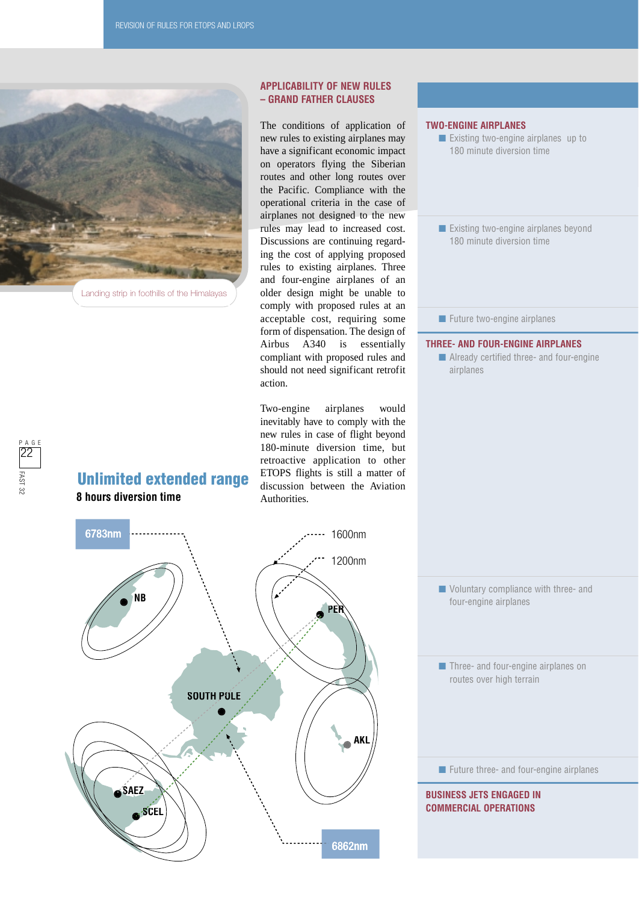## APPLICABILITY OF NEW RULES – GRAND FATHER CLAUSES

The conditions of application of new rules to existing airplanes may have a significant economic impact on operators flying the Siberian routes and other long routes over the Pacific. Compliance with the operational criteria in the case of airplanes not designed to the new rules may lead to increased cost. Discussions are continuing regarding the cost of applying proposed rules to existing airplanes. Three and four-engine airplanes of an older design might be unable to comply with proposed rules at an acceptable cost, requiring some form of dispensation. The design of Airbus A340 is essentially compliant with proposed rules and should not need significant retrofit action.

Two-engine airplanes would inevitably have to comply with the new rules in case of flight beyond 180-minute diversion time, but retroactive application to other ETOPS flights is still a matter of discussion between the Aviation Authorities.

Landing strip in foothills of the Himalayas

## Unlimited extended range

**8 hours diversion time**

6783nm
1600nm
1200nm
NB
PER
SOUTH POLE
AKL
SAEZ
SCEL
6862nm

### TWO-ENGINE AIRPLANES

- Existing two-engine airplanes up to 180 minute diversion time
- Existing two-engine airplanes beyond 180 minute diversion time
- Future two-engine airplanes

### THREE- AND FOUR-ENGINE AIRPLANES

- Already certified three- and four-engine airplanes
- Voluntary compliance with three- and four-engine airplanes
- Three- and four-engine airplanes on routes over high terrain
- Future three- and four-engine airplanes

### BUSINESS JETS ENGAGED IN COMMERCIAL OPERATIONS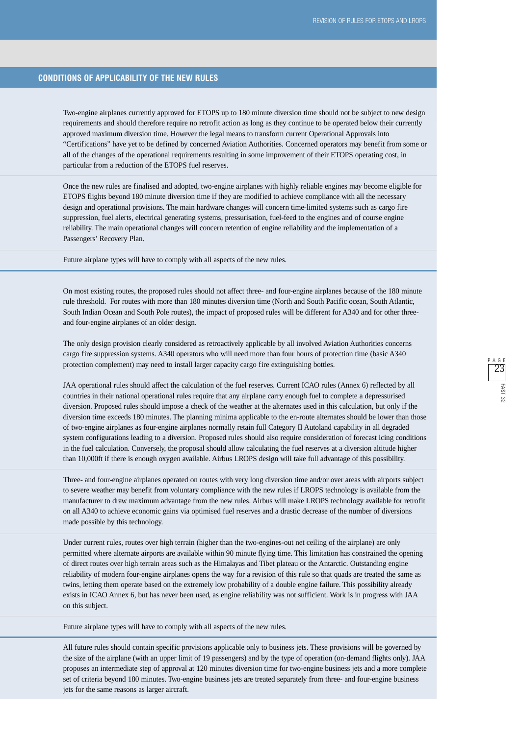## CONDITIONS OF APPLICABILITY OF THE NEW RULES

Two-engine airplanes currently approved for ETOPS up to 180 minute diversion time should not be subject to new design requirements and should therefore require no retrofit action as long as they continue to be operated below their currently approved maximum diversion time. However the legal means to transform current Operational Approvals into "Certifications" have yet to be defined by concerned Aviation Authorities. Concerned operators may benefit from some or all of the changes of the operational requirements resulting in some improvement of their ETOPS operating cost, in particular from a reduction of the ETOPS fuel reserves.

Once the new rules are finalised and adopted, two-engine airplanes with highly reliable engines may become eligible for ETOPS flights beyond 180 minute diversion time if they are modified to achieve compliance with all the necessary design and operational provisions. The main hardware changes will concern time-limited systems such as cargo fire suppression, fuel alerts, electrical generating systems, pressurisation, fuel-feed to the engines and of course engine reliability. The main operational changes will concern retention of engine reliability and the implementation of a Passengers' Recovery Plan.

Future airplane types will have to comply with all aspects of the new rules.

On most existing routes, the proposed rules should not affect three- and four-engine airplanes because of the 180 minute rule threshold. For routes with more than 180 minutes diversion time (North and South Pacific ocean, South Atlantic, South Indian Ocean and South Pole routes), the impact of proposed rules will be different for A340 and for other three- and four-engine airplanes of an older design.

The only design provision clearly considered as retroactively applicable by all involved Aviation Authorities concerns cargo fire suppression systems. A340 operators who will need more than four hours of protection time (basic A340 protection complement) may need to install larger capacity cargo fire extinguishing bottles.

JAA operational rules should affect the calculation of the fuel reserves. Current ICAO rules (Annex 6) reflected by all countries in their national operational rules require that any airplane carry enough fuel to complete a depressurised diversion. Proposed rules should impose a check of the weather at the alternates used in this calculation, but only if the diversion time exceeds 180 minutes. The planning minima applicable to the en-route alternates should be lower than those of two-engine airplanes as four-engine airplanes normally retain full Category II Autoland capability in all degraded system configurations leading to a diversion. Proposed rules should also require consideration of forecast icing conditions in the fuel calculation. Conversely, the proposal should allow calculating the fuel reserves at a diversion altitude higher than 10,000ft if there is enough oxygen available. Airbus LROPS design will take full advantage of this possibility.

Three- and four-engine airplanes operated on routes with very long diversion time and/or over areas with airports subject to severe weather may benefit from voluntary compliance with the new rules if LROPS technology is available from the manufacturer to draw maximum advantage from the new rules. Airbus will make LROPS technology available for retrofit on all A340 to achieve economic gains via optimised fuel reserves and a drastic decrease of the number of diversions made possible by this technology.

Under current rules, routes over high terrain (higher than the two-engines-out net ceiling of the airplane) are only permitted where alternate airports are available within 90 minute flying time. This limitation has constrained the opening of direct routes over high terrain areas such as the Himalayas and Tibet plateau or the Antarctic. Outstanding engine reliability of modern four-engine airplanes opens the way for a revision of this rule so that quads are treated the same as twins, letting them operate based on the extremely low probability of a double engine failure. This possibility already exists in ICAO Annex 6, but has never been used, as engine reliability was not sufficient. Work is in progress with JAA on this subject.

Future airplane types will have to comply with all aspects of the new rules.

All future rules should contain specific provisions applicable only to business jets. These provisions will be governed by the size of the airplane (with an upper limit of 19 passengers) and by the type of operation (on-demand flights only). JAA proposes an intermediate step of approval at 120 minutes diversion time for two-engine business jets and a more complete set of criteria beyond 180 minutes. Two-engine business jets are treated separately from three- and four-engine business jets for the same reasons as larger aircraft.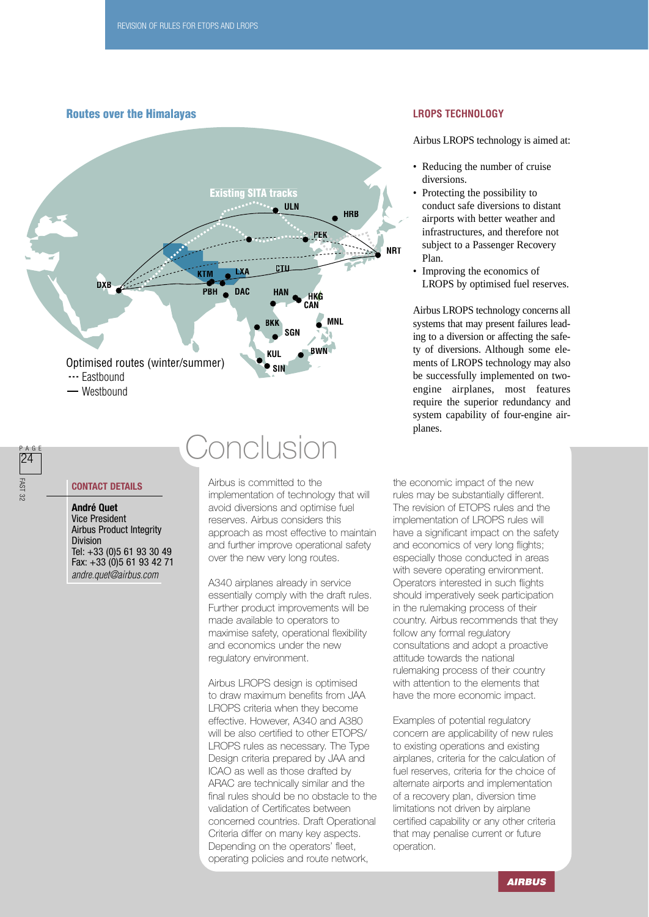## Routes over the Himalayas

Existing SITA tracks

ULN
HRB
PEK
NRT
DXB
KTM
LXA
CTU
PBH
DAC
HAN
HKG
CAN
BKK
SGN
MNL
KUL
BWN
SIN

Optimised routes (winter/summer)
··· Eastbound
— Westbound

## LROPS TECHNOLOGY

Airbus LROPS technology is aimed at:

- Reducing the number of cruise diversions.
- Protecting the possibility to conduct safe diversions to distant airports with better weather and infrastructures, and therefore not subject to a Passenger Recovery Plan.
- Improving the economics of LROPS by optimised fuel reserves.

Airbus LROPS technology concerns all systems that may present failures leading to a diversion or affecting the safety of diversions. Although some elements of LROPS technology may also be successfully implemented on two-engine airplanes, most features require the superior redundancy and system capability of four-engine airplanes.

# Conclusion

Airbus is committed to the implementation of technology that will avoid diversions and optimise fuel reserves. Airbus considers this approach as most effective to maintain and further improve operational safety over the new very long routes.

A340 airplanes already in service essentially comply with the draft rules. Further product improvements will be made available to operators to maximise safety, operational flexibility and economics under the new regulatory environment.

Airbus LROPS design is optimised to draw maximum benefits from JAA LROPS criteria when they become effective. However, A340 and A380 will be also certified to other ETOPS/ LROPS rules as necessary. The Type Design criteria prepared by JAA and ICAO as well as those drafted by ARAC are technically similar and the final rules should be no obstacle to the validation of Certificates between concerned countries. Draft Operational Criteria differ on many key aspects. Depending on the operators' fleet, operating policies and route network, the economic impact of the new rules may be substantially different. The revision of ETOPS rules and the implementation of LROPS rules will have a significant impact on the safety and economics of very long flights; especially those conducted in areas with severe operating environment. Operators interested in such flights should imperatively seek participation in the rulemaking process of their country. Airbus recommends that they follow any formal regulatory consultations and adopt a proactive attitude towards the national rulemaking process of their country with attention to the elements that have the more economic impact.

Examples of potential regulatory concern are applicability of new rules to existing operations and existing airplanes, criteria for the calculation of fuel reserves, criteria for the choice of alternate airports and implementation of a recovery plan, diversion time limitations not driven by airplane certified capability or any other criteria that may penalise current or future operation.

### CONTACT DETAILS

**André Quet**
Vice President
Airbus Product Integrity Division
Tel: +33 (0)5 61 93 30 49
Fax: +33 (0)5 61 93 42 71
*andre.quet@airbus.com*